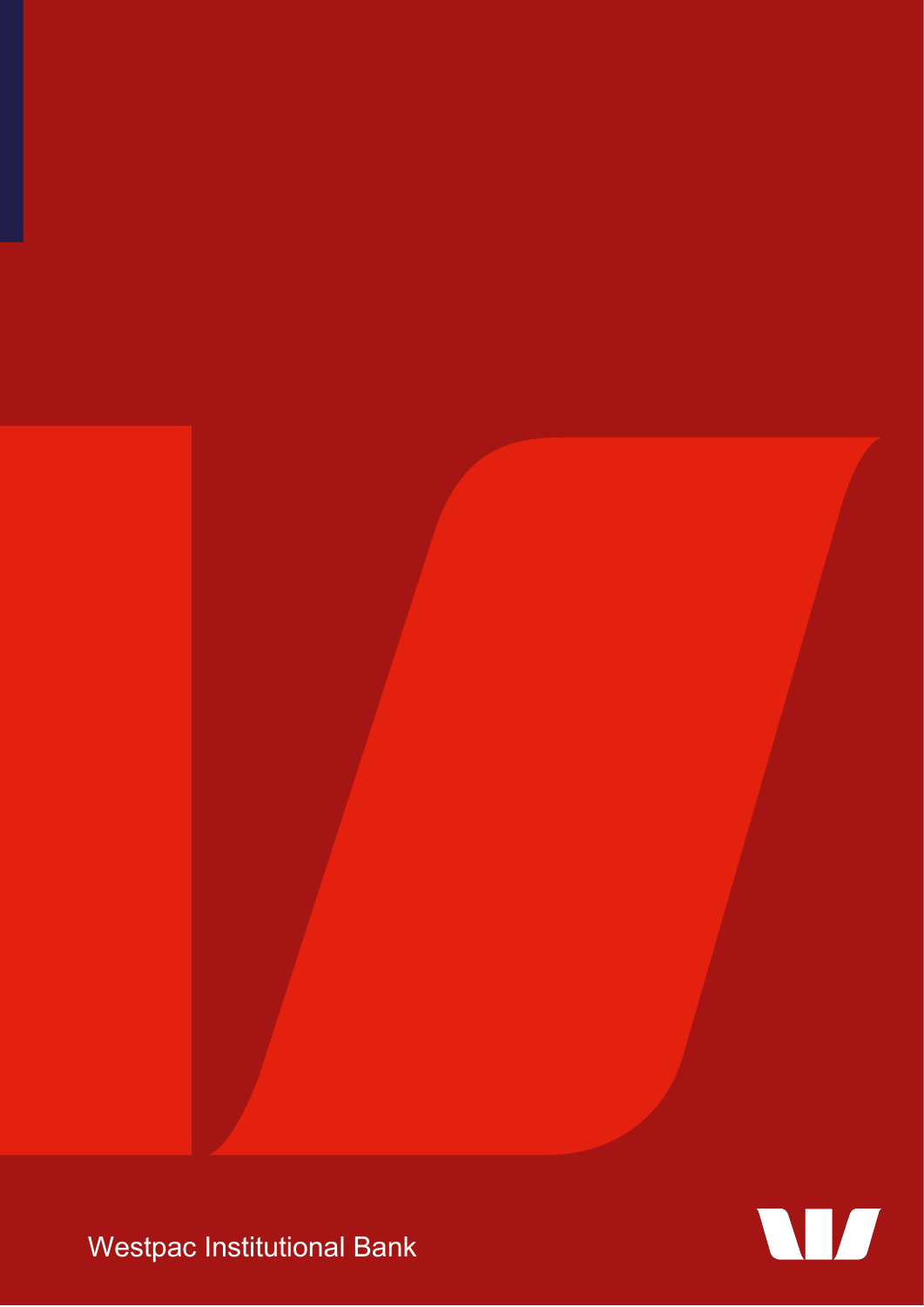Westpac Institutional Bank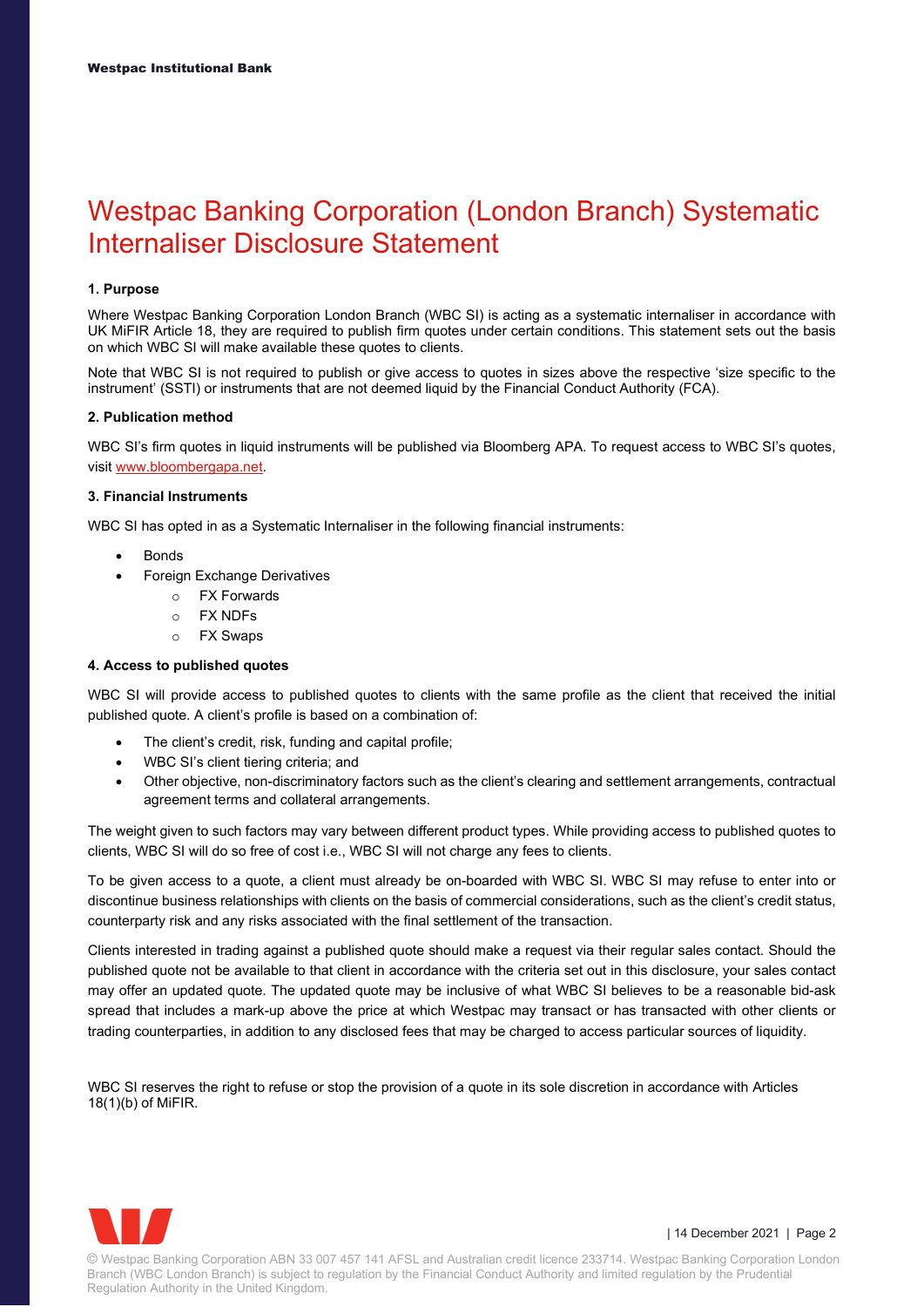# Westpac Banking Corporation (London Branch) Systematic Internaliser Disclosure Statement

### 1. Purpose

Where Westpac Banking Corporation London Branch (WBC SI) is acting as a systematic internaliser in accordance with UK MiFIR Article 18, they are required to publish firm quotes under certain conditions. This statement sets out the basis on which WBC SI will make available these quotes to clients.

Note that WBC SI is not required to publish or give access to quotes in sizes above the respective 'size specific to the instrument' (SSTI) or instruments that are not deemed liquid by the Financial Conduct Authority (FCA).

### 2. Publication method

WBC SI's firm quotes in liquid instruments will be published via Bloomberg APA. To request access to WBC SI's quotes, visit www.bloombergapa.net.

### 3. Financial Instruments

WBC SI has opted in as a Systematic Internaliser in the following financial instruments:

- Bonds
- Foreign Exchange Derivatives
    - FX Forwards
    - FX NDFs
    - FX Swaps

### 4. Access to published quotes

WBC SI will provide access to published quotes to clients with the same profile as the client that received the initial published quote. A client's profile is based on a combination of:

- The client's credit, risk, funding and capital profile;
- WBC SI's client tiering criteria; and
- Other objective, non-discriminatory factors such as the client's clearing and settlement arrangements, contractual agreement terms and collateral arrangements.

The weight given to such factors may vary between different product types. While providing access to published quotes to clients, WBC SI will do so free of cost i.e., WBC SI will not charge any fees to clients.

To be given access to a quote, a client must already be on-boarded with WBC SI. WBC SI may refuse to enter into or discontinue business relationships with clients on the basis of commercial considerations, such as the client's credit status, counterparty risk and any risks associated with the final settlement of the transaction.

Clients interested in trading against a published quote should make a request via their regular sales contact. Should the published quote not be available to that client in accordance with the criteria set out in this disclosure, your sales contact may offer an updated quote. The updated quote may be inclusive of what WBC SI believes to be a reasonable bid-ask spread that includes a mark-up above the price at which Westpac may transact or has transacted with other clients or trading counterparties, in addition to any disclosed fees that may be charged to access particular sources of liquidity.

WBC SI reserves the right to refuse or stop the provision of a quote in its sole discretion in accordance with Articles 18(1)(b) of MiFIR.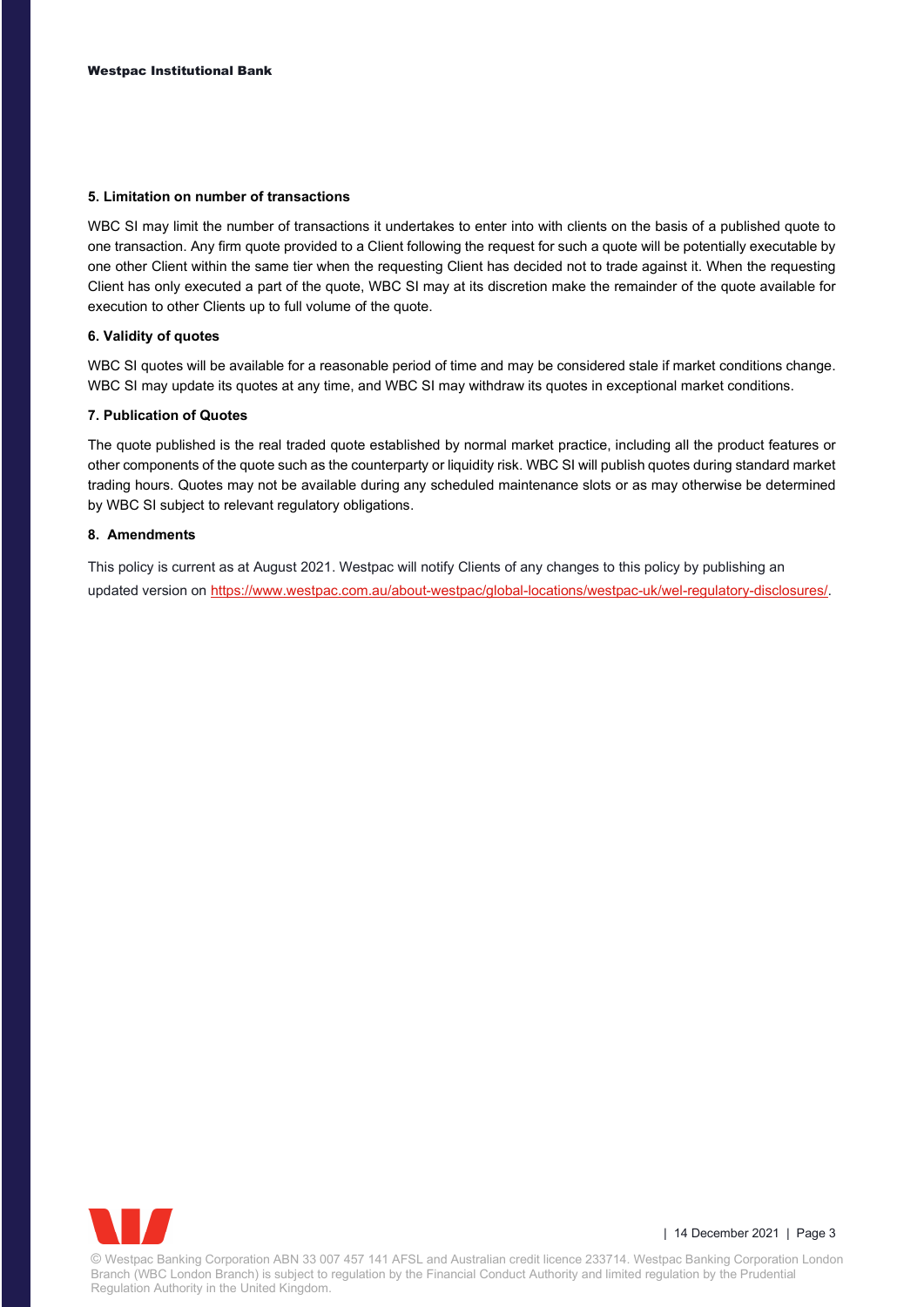### 5. Limitation on number of transactions

WBC SI may limit the number of transactions it undertakes to enter into with clients on the basis of a published quote to one transaction. Any firm quote provided to a Client following the request for such a quote will be potentially executable by one other Client within the same tier when the requesting Client has decided not to trade against it. When the requesting Client has only executed a part of the quote, WBC SI may at its discretion make the remainder of the quote available for execution to other Clients up to full volume of the quote.

### 6. Validity of quotes

WBC SI quotes will be available for a reasonable period of time and may be considered stale if market conditions change. WBC SI may update its quotes at any time, and WBC SI may withdraw its quotes in exceptional market conditions.

### 7. Publication of Quotes

The quote published is the real traded quote established by normal market practice, including all the product features or other components of the quote such as the counterparty or liquidity risk. WBC SI will publish quotes during standard market trading hours. Quotes may not be available during any scheduled maintenance slots or as may otherwise be determined by WBC SI subject to relevant regulatory obligations.

### 8. Amendments

This policy is current as at August 2021. Westpac will notify Clients of any changes to this policy by publishing an updated version on https://www.westpac.com.au/about-westpac/global-locations/westpac-uk/wel-regulatory-disclosures/.